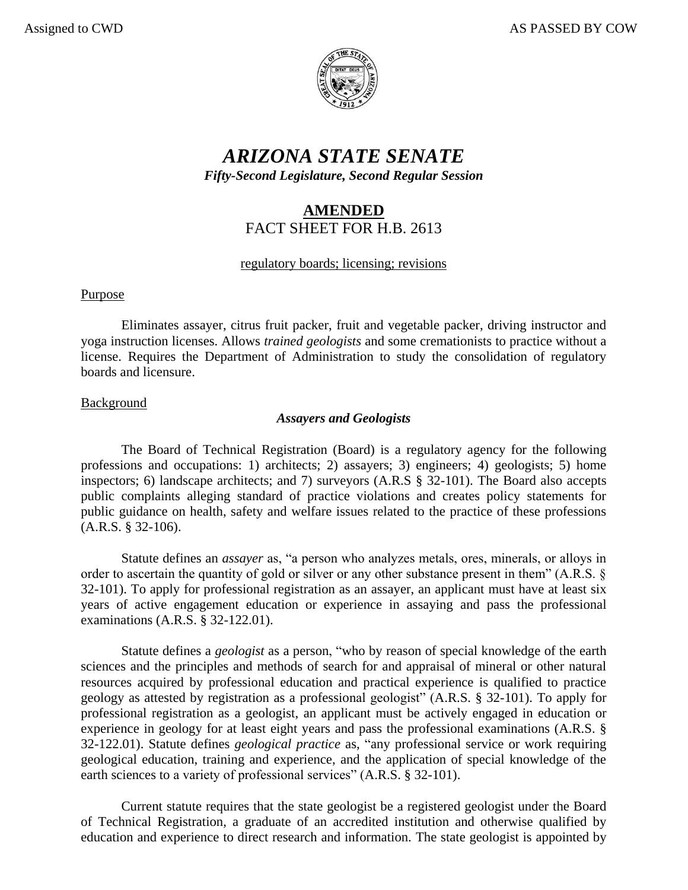Assigned to CWD | AS PASSED BY COW

# *ARIZONA STATE SENATE*

***Fifty-Second Legislature, Second Regular Session***

## **AMENDED**

FACT SHEET FOR H.B. 2613

regulatory boards; licensing; revisions

Purpose

Eliminates assayer, citrus fruit packer, fruit and vegetable packer, driving instructor and yoga instruction licenses. Allows *trained geologists* and some cremationists to practice without a license. Requires the Department of Administration to study the consolidation of regulatory boards and licensure.

Background

***Assayers and Geologists***

The Board of Technical Registration (Board) is a regulatory agency for the following professions and occupations: 1) architects; 2) assayers; 3) engineers; 4) geologists; 5) home inspectors; 6) landscape architects; and 7) surveyors (A.R.S § 32-101). The Board also accepts public complaints alleging standard of practice violations and creates policy statements for public guidance on health, safety and welfare issues related to the practice of these professions (A.R.S. § 32-106).

Statute defines an *assayer* as, "a person who analyzes metals, ores, minerals, or alloys in order to ascertain the quantity of gold or silver or any other substance present in them" (A.R.S. § 32-101). To apply for professional registration as an assayer, an applicant must have at least six years of active engagement education or experience in assaying and pass the professional examinations (A.R.S. § 32-122.01).

Statute defines a *geologist* as a person, "who by reason of special knowledge of the earth sciences and the principles and methods of search for and appraisal of mineral or other natural resources acquired by professional education and practical experience is qualified to practice geology as attested by registration as a professional geologist" (A.R.S. § 32-101). To apply for professional registration as a geologist, an applicant must be actively engaged in education or experience in geology for at least eight years and pass the professional examinations (A.R.S. § 32-122.01). Statute defines *geological practice* as, "any professional service or work requiring geological education, training and experience, and the application of special knowledge of the earth sciences to a variety of professional services" (A.R.S. § 32-101).

Current statute requires that the state geologist be a registered geologist under the Board of Technical Registration, a graduate of an accredited institution and otherwise qualified by education and experience to direct research and information. The state geologist is appointed by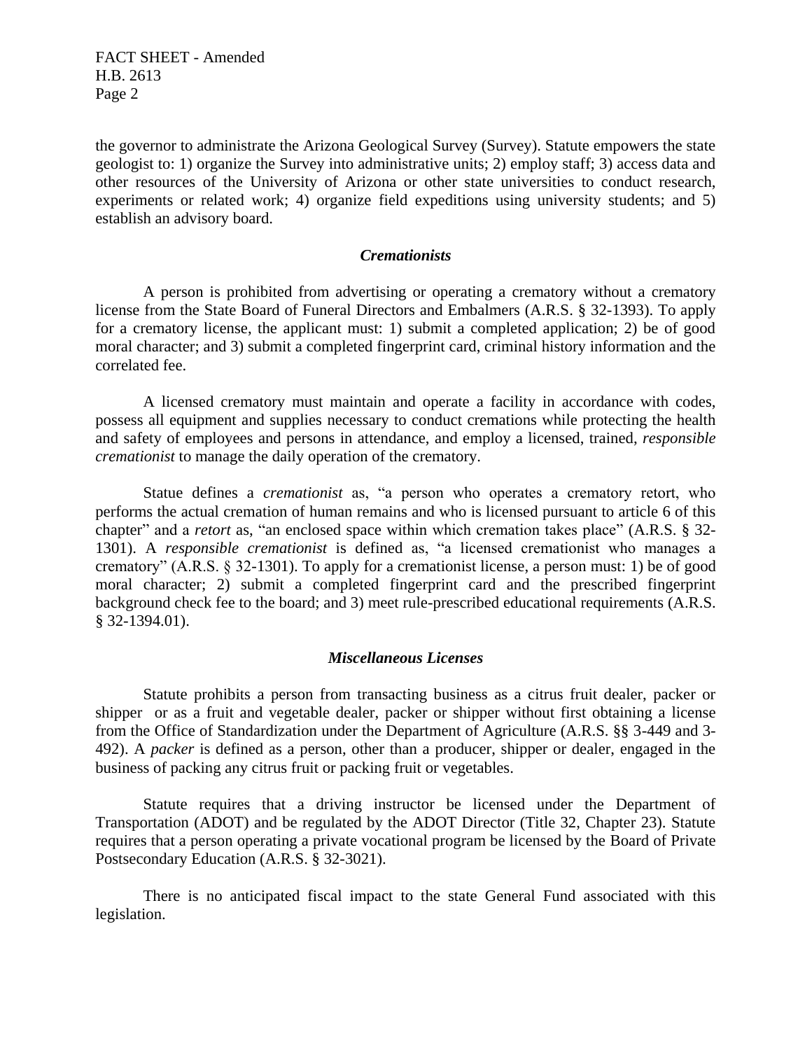the governor to administrate the Arizona Geological Survey (Survey). Statute empowers the state geologist to: 1) organize the Survey into administrative units; 2) employ staff; 3) access data and other resources of the University of Arizona or other state universities to conduct research, experiments or related work; 4) organize field expeditions using university students; and 5) establish an advisory board.

### *Cremationists*

A person is prohibited from advertising or operating a crematory without a crematory license from the State Board of Funeral Directors and Embalmers (A.R.S. § 32-1393). To apply for a crematory license, the applicant must: 1) submit a completed application; 2) be of good moral character; and 3) submit a completed fingerprint card, criminal history information and the correlated fee.

A licensed crematory must maintain and operate a facility in accordance with codes, possess all equipment and supplies necessary to conduct cremations while protecting the health and safety of employees and persons in attendance, and employ a licensed, trained, *responsible cremationist* to manage the daily operation of the crematory.

Statue defines a *cremationist* as, "a person who operates a crematory retort, who performs the actual cremation of human remains and who is licensed pursuant to article 6 of this chapter" and a *retort* as, "an enclosed space within which cremation takes place" (A.R.S. § 32-1301). A *responsible cremationist* is defined as, "a licensed cremationist who manages a crematory" (A.R.S. § 32-1301). To apply for a cremationist license, a person must: 1) be of good moral character; 2) submit a completed fingerprint card and the prescribed fingerprint background check fee to the board; and 3) meet rule-prescribed educational requirements (A.R.S. § 32-1394.01).

### *Miscellaneous Licenses*

Statute prohibits a person from transacting business as a citrus fruit dealer, packer or shipper or as a fruit and vegetable dealer, packer or shipper without first obtaining a license from the Office of Standardization under the Department of Agriculture (A.R.S. §§ 3-449 and 3-492). A *packer* is defined as a person, other than a producer, shipper or dealer, engaged in the business of packing any citrus fruit or packing fruit or vegetables.

Statute requires that a driving instructor be licensed under the Department of Transportation (ADOT) and be regulated by the ADOT Director (Title 32, Chapter 23). Statute requires that a person operating a private vocational program be licensed by the Board of Private Postsecondary Education (A.R.S. § 32-3021).

There is no anticipated fiscal impact to the state General Fund associated with this legislation.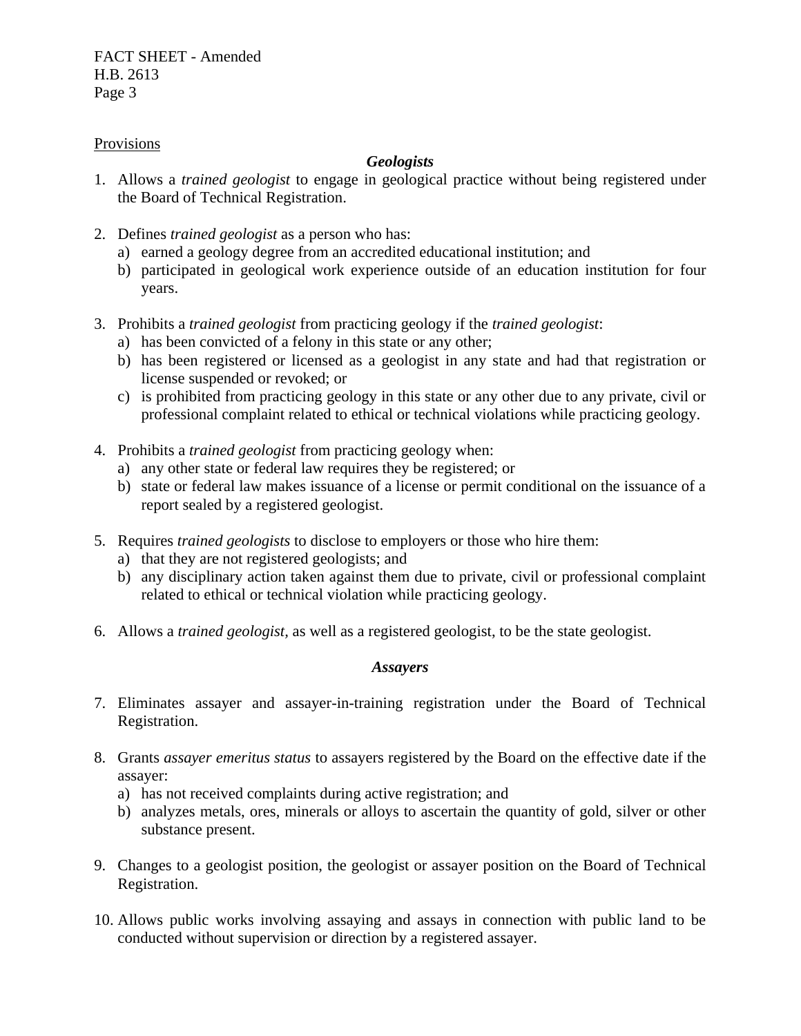Provisions

### *Geologists*

1. Allows a *trained geologist* to engage in geological practice without being registered under the Board of Technical Registration.

2. Defines *trained geologist* as a person who has:
   a) earned a geology degree from an accredited educational institution; and
   b) participated in geological work experience outside of an education institution for four years.

3. Prohibits a *trained geologist* from practicing geology if the *trained geologist*:
   a) has been convicted of a felony in this state or any other;
   b) has been registered or licensed as a geologist in any state and had that registration or license suspended or revoked; or
   c) is prohibited from practicing geology in this state or any other due to any private, civil or professional complaint related to ethical or technical violations while practicing geology.

4. Prohibits a *trained geologist* from practicing geology when:
   a) any other state or federal law requires they be registered; or
   b) state or federal law makes issuance of a license or permit conditional on the issuance of a report sealed by a registered geologist.

5. Requires *trained geologists* to disclose to employers or those who hire them:
   a) that they are not registered geologists; and
   b) any disciplinary action taken against them due to private, civil or professional complaint related to ethical or technical violation while practicing geology.

6. Allows a *trained geologist*, as well as a registered geologist, to be the state geologist.

### *Assayers*

7. Eliminates assayer and assayer-in-training registration under the Board of Technical Registration.

8. Grants *assayer emeritus status* to assayers registered by the Board on the effective date if the assayer:
   a) has not received complaints during active registration; and
   b) analyzes metals, ores, minerals or alloys to ascertain the quantity of gold, silver or other substance present.

9. Changes to a geologist position, the geologist or assayer position on the Board of Technical Registration.

10. Allows public works involving assaying and assays in connection with public land to be conducted without supervision or direction by a registered assayer.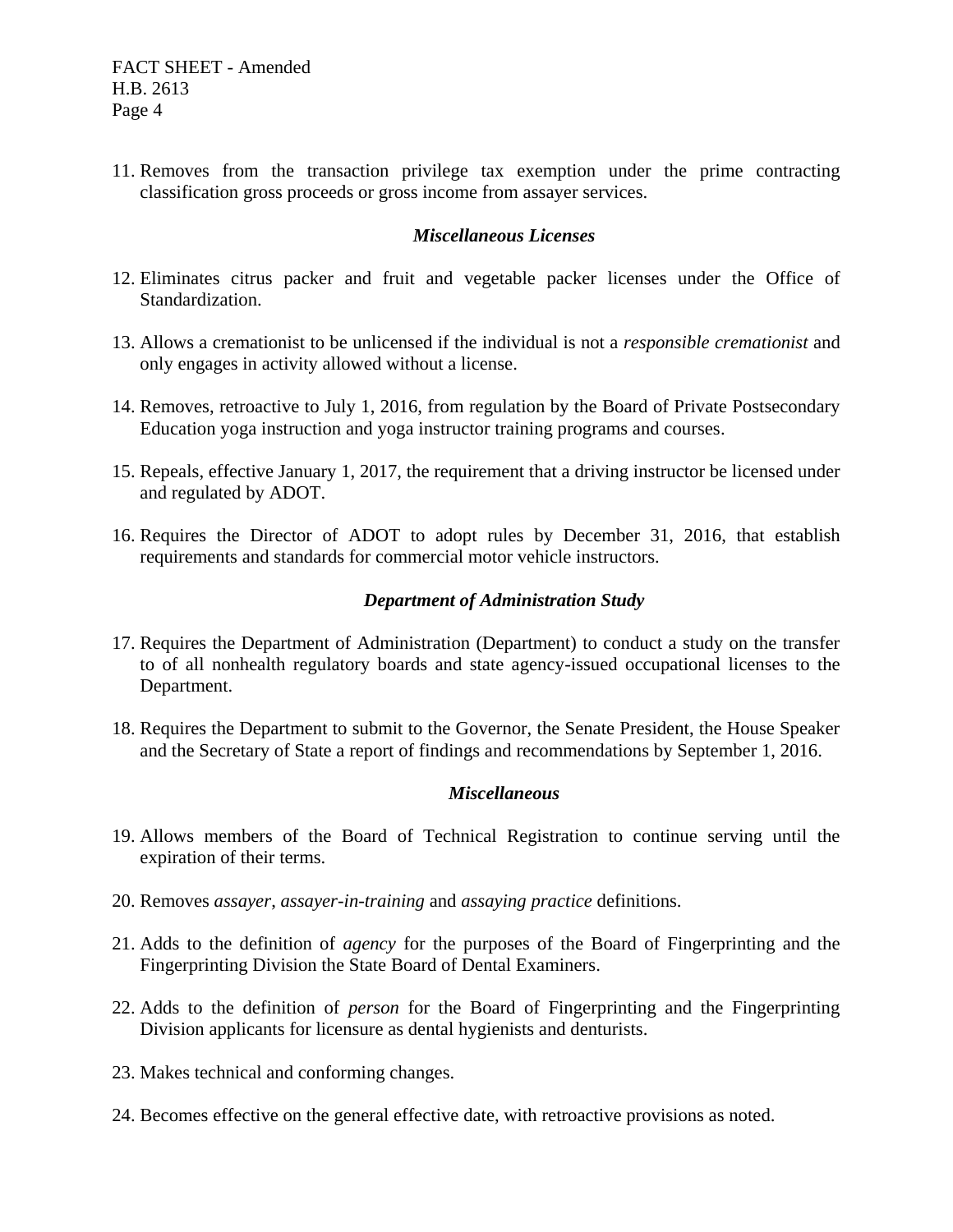11. Removes from the transaction privilege tax exemption under the prime contracting classification gross proceeds or gross income from assayer services.

### *Miscellaneous Licenses*

12. Eliminates citrus packer and fruit and vegetable packer licenses under the Office of Standardization.

13. Allows a cremationist to be unlicensed if the individual is not a *responsible cremationist* and only engages in activity allowed without a license.

14. Removes, retroactive to July 1, 2016, from regulation by the Board of Private Postsecondary Education yoga instruction and yoga instructor training programs and courses.

15. Repeals, effective January 1, 2017, the requirement that a driving instructor be licensed under and regulated by ADOT.

16. Requires the Director of ADOT to adopt rules by December 31, 2016, that establish requirements and standards for commercial motor vehicle instructors.

### *Department of Administration Study*

17. Requires the Department of Administration (Department) to conduct a study on the transfer to of all nonhealth regulatory boards and state agency-issued occupational licenses to the Department.

18. Requires the Department to submit to the Governor, the Senate President, the House Speaker and the Secretary of State a report of findings and recommendations by September 1, 2016.

### *Miscellaneous*

19. Allows members of the Board of Technical Registration to continue serving until the expiration of their terms.

20. Removes *assayer*, *assayer-in-training* and *assaying practice* definitions.

21. Adds to the definition of *agency* for the purposes of the Board of Fingerprinting and the Fingerprinting Division the State Board of Dental Examiners.

22. Adds to the definition of *person* for the Board of Fingerprinting and the Fingerprinting Division applicants for licensure as dental hygienists and denturists.

23. Makes technical and conforming changes.

24. Becomes effective on the general effective date, with retroactive provisions as noted.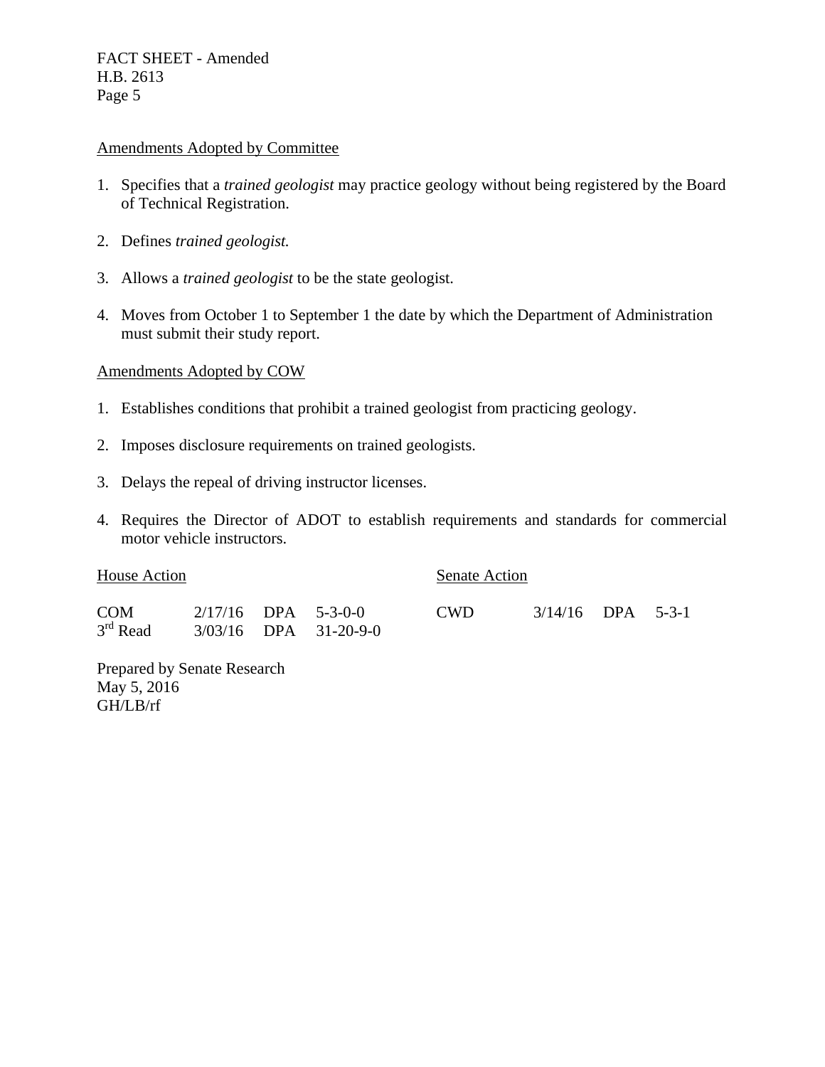Amendments Adopted by Committee

1. Specifies that a *trained geologist* may practice geology without being registered by the Board of Technical Registration.

2. Defines *trained geologist.*

3. Allows a *trained geologist* to be the state geologist.

4. Moves from October 1 to September 1 the date by which the Department of Administration must submit their study report.

Amendments Adopted by COW

1. Establishes conditions that prohibit a trained geologist from practicing geology.

2. Imposes disclosure requirements on trained geologists.

3. Delays the repeal of driving instructor licenses.

4. Requires the Director of ADOT to establish requirements and standards for commercial motor vehicle instructors.

| House Action | | | | Senate Action | | | |
|---|---|---|---|---|---|---|---|
| COM | 2/17/16 | DPA | 5-3-0-0 | CWD | 3/14/16 | DPA | 5-3-1 |
| 3rd Read | 3/03/16 | DPA | 31-20-9-0 | | | | |

Prepared by Senate Research
May 5, 2016
GH/LB/rf